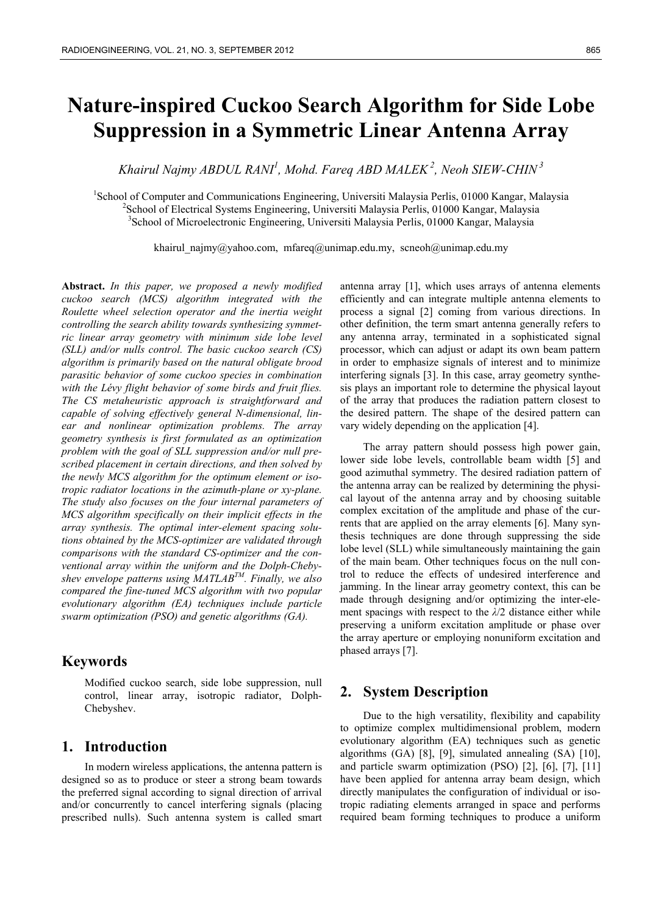# Nature-inspired Cuckoo Search Algorithm for Side Lobe Suppression in a Symmetric Linear Antenna Array

*Khairul Najmy ABDUL RANI[1], Mohd. Fareq ABD MALEK[2], Neoh SIEW-CHIN[3]*

[1]School of Computer and Communications Engineering, Universiti Malaysia Perlis, 01000 Kangar, Malaysia
[2]School of Electrical Systems Engineering, Universiti Malaysia Perlis, 01000 Kangar, Malaysia
[3]School of Microelectronic Engineering, Universiti Malaysia Perlis, 01000 Kangar, Malaysia

khairul_najmy@yahoo.com, mfareq@unimap.edu.my, scneoh@unimap.edu.my

**Abstract.** *In this paper, we proposed a newly modified cuckoo search (MCS) algorithm integrated with the Roulette wheel selection operator and the inertia weight controlling the search ability towards synthesizing symmetric linear array geometry with minimum side lobe level (SLL) and/or nulls control. The basic cuckoo search (CS) algorithm is primarily based on the natural obligate brood parasitic behavior of some cuckoo species in combination with the Lévy flight behavior of some birds and fruit flies. The CS metaheuristic approach is straightforward and capable of solving effectively general N-dimensional, linear and nonlinear optimization problems. The array geometry synthesis is first formulated as an optimization problem with the goal of SLL suppression and/or null prescribed placement in certain directions, and then solved by the newly MCS algorithm for the optimum element or isotropic radiator locations in the azimuth-plane or xy-plane. The study also focuses on the four internal parameters of MCS algorithm specifically on their implicit effects in the array synthesis. The optimal inter-element spacing solutions obtained by the MCS-optimizer are validated through comparisons with the standard CS-optimizer and the conventional array within the uniform and the Dolph-Chebyshev envelope patterns using MATLAB™. Finally, we also compared the fine-tuned MCS algorithm with two popular evolutionary algorithm (EA) techniques include particle swarm optimization (PSO) and genetic algorithms (GA).*

## Keywords

Modified cuckoo search, side lobe suppression, null control, linear array, isotropic radiator, Dolph-Chebyshev.

## 1. Introduction

In modern wireless applications, the antenna pattern is designed so as to produce or steer a strong beam towards the preferred signal according to signal direction of arrival and/or concurrently to cancel interfering signals (placing prescribed nulls). Such antenna system is called smart antenna array [1], which uses arrays of antenna elements efficiently and can integrate multiple antenna elements to process a signal [2] coming from various directions. In other definition, the term smart antenna generally refers to any antenna array, terminated in a sophisticated signal processor, which can adjust or adapt its own beam pattern in order to emphasize signals of interest and to minimize interfering signals [3]. In this case, array geometry synthesis plays an important role to determine the physical layout of the array that produces the radiation pattern closest to the desired pattern. The shape of the desired pattern can vary widely depending on the application [4].

The array pattern should possess high power gain, lower side lobe levels, controllable beam width [5] and good azimuthal symmetry. The desired radiation pattern of the antenna array can be realized by determining the physical layout of the antenna array and by choosing suitable complex excitation of the amplitude and phase of the currents that are applied on the array elements [6]. Many synthesis techniques are done through suppressing the side lobe level (SLL) while simultaneously maintaining the gain of the main beam. Other techniques focus on the null control to reduce the effects of undesired interference and jamming. In the linear array geometry context, this can be made through designing and/or optimizing the inter-element spacings with respect to the $\lambda/2$ distance either while preserving a uniform excitation amplitude or phase over the array aperture or employing nonuniform excitation and phased arrays [7].

## 2. System Description

Due to the high versatility, flexibility and capability to optimize complex multidimensional problem, modern evolutionary algorithm (EA) techniques such as genetic algorithms (GA) [8], [9], simulated annealing (SA) [10], and particle swarm optimization (PSO) [2], [6], [7], [11] have been applied for antenna array beam design, which directly manipulates the configuration of individual or isotropic radiating elements arranged in space and performs required beam forming techniques to produce a uniform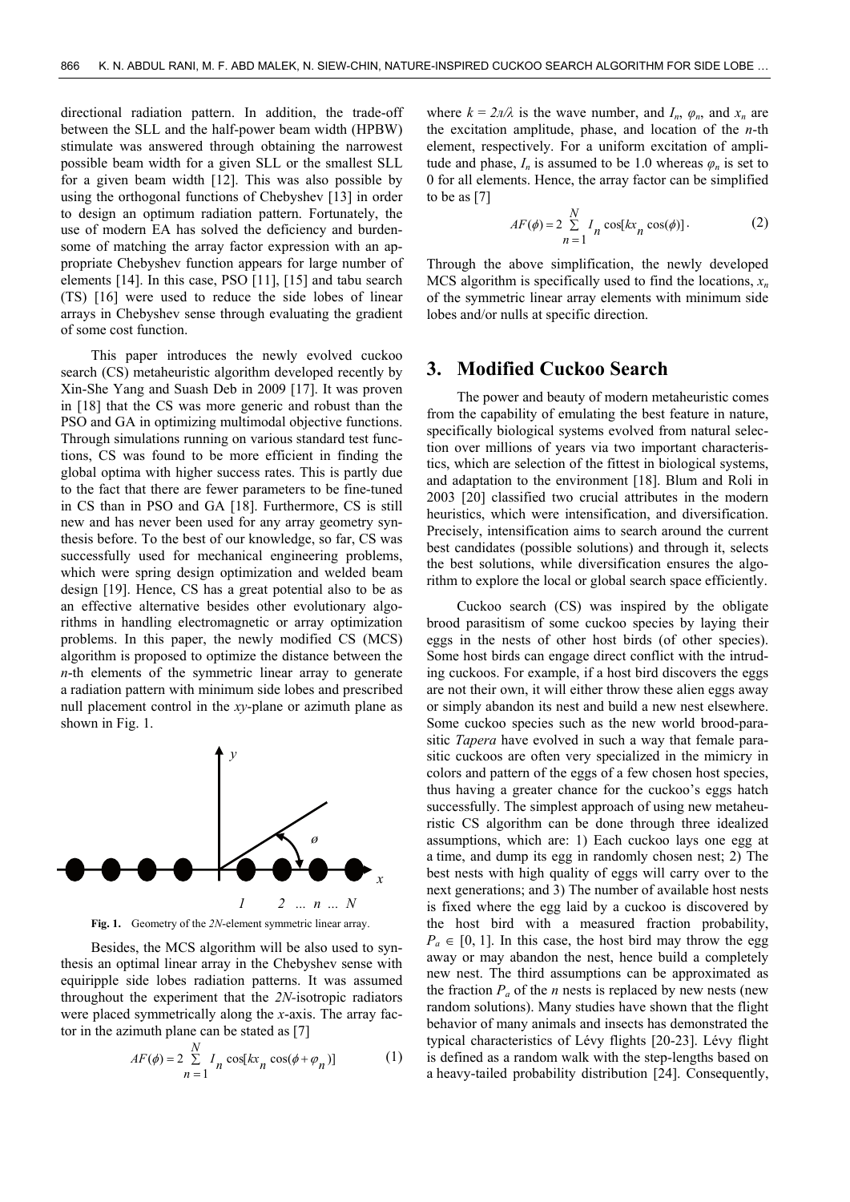directional radiation pattern. In addition, the trade-off between the SLL and the half-power beam width (HPBW) stimulate was answered through obtaining the narrowest possible beam width for a given SLL or the smallest SLL for a given beam width [12]. This was also possible by using the orthogonal functions of Chebyshev [13] in order to design an optimum radiation pattern. Fortunately, the use of modern EA has solved the deficiency and burdensome of matching the array factor expression with an appropriate Chebyshev function appears for large number of elements [14]. In this case, PSO [11], [15] and tabu search (TS) [16] were used to reduce the side lobes of linear arrays in Chebyshev sense through evaluating the gradient of some cost function.

This paper introduces the newly evolved cuckoo search (CS) metaheuristic algorithm developed recently by Xin-She Yang and Suash Deb in 2009 [17]. It was proven in [18] that the CS was more generic and robust than the PSO and GA in optimizing multimodal objective functions. Through simulations running on various standard test functions, CS was found to be more efficient in finding the global optima with higher success rates. This is partly due to the fact that there are fewer parameters to be fine-tuned in CS than in PSO and GA [18]. Furthermore, CS is still new and has never been used for any array geometry synthesis before. To the best of our knowledge, so far, CS was successfully used for mechanical engineering problems, which were spring design optimization and welded beam design [19]. Hence, CS has a great potential also to be as an effective alternative besides other evolutionary algorithms in handling electromagnetic or array optimization problems. In this paper, the newly modified CS (MCS) algorithm is proposed to optimize the distance between the $n$-th elements of the symmetric linear array to generate a radiation pattern with minimum side lobes and prescribed null placement control in the $xy$-plane or azimuth plane as shown in Fig. 1.

**Fig. 1.** Geometry of the $2N$-element symmetric linear array.

Besides, the MCS algorithm will be also used to synthesis an optimal linear array in the Chebyshev sense with equiripple side lobes radiation patterns. It was assumed throughout the experiment that the $2N$-isotropic radiators were placed symmetrically along the $x$-axis. The array factor in the azimuth plane can be stated as [7]

$$AF(\phi) = 2\sum_{n=1}^{N} I_n \cos[kx_n \cos(\phi + \varphi_n)] \tag{1}$$

where $k = 2\pi/\lambda$ is the wave number, and $I_n$, $\varphi_n$, and $x_n$ are the excitation amplitude, phase, and location of the $n$-th element, respectively. For a uniform excitation of amplitude and phase, $I_n$ is assumed to be 1.0 whereas $\varphi_n$ is set to 0 for all elements. Hence, the array factor can be simplified to be as [7]

$$AF(\phi) = 2\sum_{n=1}^{N} I_n \cos[kx_n \cos(\phi)]. \tag{2}$$

Through the above simplification, the newly developed MCS algorithm is specifically used to find the locations, $x_n$ of the symmetric linear array elements with minimum side lobes and/or nulls at specific direction.

## 3. Modified Cuckoo Search

The power and beauty of modern metaheuristic comes from the capability of emulating the best feature in nature, specifically biological systems evolved from natural selection over millions of years via two important characteristics, which are selection of the fittest in biological systems, and adaptation to the environment [18]. Blum and Roli in 2003 [20] classified two crucial attributes in the modern heuristics, which were intensification, and diversification. Precisely, intensification aims to search around the current best candidates (possible solutions) and through it, selects the best solutions, while diversification ensures the algorithm to explore the local or global search space efficiently.

Cuckoo search (CS) was inspired by the obligate brood parasitism of some cuckoo species by laying their eggs in the nests of other host birds (of other species). Some host birds can engage direct conflict with the intruding cuckoos. For example, if a host bird discovers the eggs are not their own, it will either throw these alien eggs away or simply abandon its nest and build a new nest elsewhere. Some cuckoo species such as the new world brood-parasitic *Tapera* have evolved in such a way that female parasitic cuckoos are often very specialized in the mimicry in colors and pattern of the eggs of a few chosen host species, thus having a greater chance for the cuckoo's eggs hatch successfully. The simplest approach of using new metaheuristic CS algorithm can be done through three idealized assumptions, which are: 1) Each cuckoo lays one egg at a time, and dump its egg in randomly chosen nest; 2) The best nests with high quality of eggs will carry over to the next generations; and 3) The number of available host nests is fixed where the egg laid by a cuckoo is discovered by the host bird with a measured fraction probability, $P_a \in [0, 1]$. In this case, the host bird may throw the egg away or may abandon the nest, hence build a completely new nest. The third assumptions can be approximated as the fraction $P_a$ of the $n$ nests is replaced by new nests (new random solutions). Many studies have shown that the flight behavior of many animals and insects has demonstrated the typical characteristics of Lévy flights [20-23]. Lévy flight is defined as a random walk with the step-lengths based on a heavy-tailed probability distribution [24]. Consequently,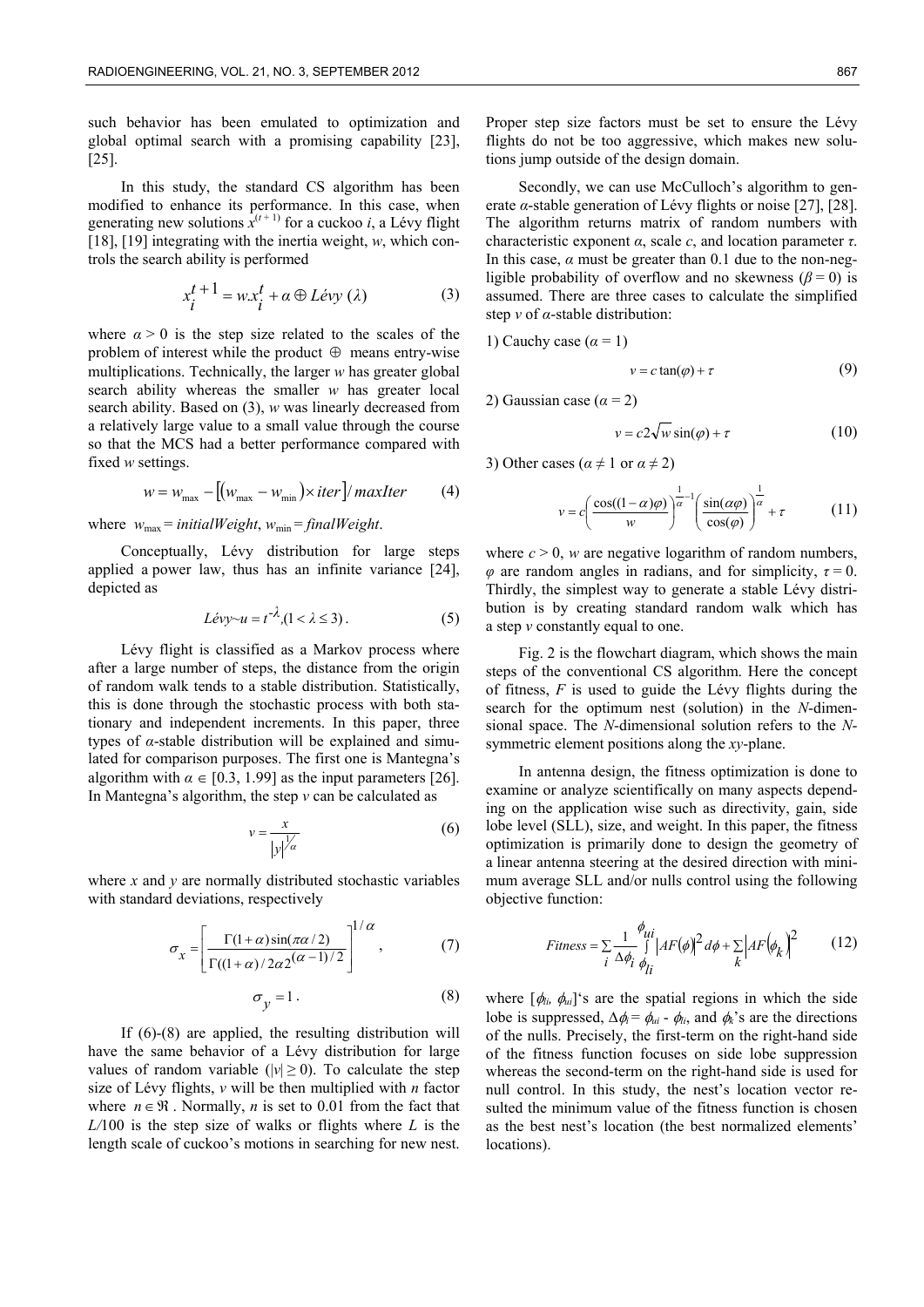such behavior has been emulated to optimization and global optimal search with a promising capability [23], [25].

In this study, the standard CS algorithm has been modified to enhance its performance. In this case, when generating new solutions $x^{(t+1)}$ for a cuckoo $i$, a Lévy flight [18], [19] integrating with the inertia weight, $w$, which controls the search ability is performed

$$x_i^{t+1} = w.x_i^t + \alpha \oplus Lévy\ (\lambda) \tag{3}$$

where $\alpha > 0$ is the step size related to the scales of the problem of interest while the product $\oplus$ means entry-wise multiplications. Technically, the larger $w$ has greater global search ability whereas the smaller $w$ has greater local search ability. Based on (3), $w$ was linearly decreased from a relatively large value to a small value through the course so that the MCS had a better performance compared with fixed $w$ settings.

$$w = w_{\max} - \left[ \left( w_{\max} - w_{\min} \right) \times iter \right] / maxIter \tag{4}$$

where $w_{\max} = initialWeight$, $w_{\min} = finalWeight$.

Conceptually, Lévy distribution for large steps applied a power law, thus has an infinite variance [24], depicted as

$$Lévy \sim u = t^{-\lambda}, (1 < \lambda \le 3). \tag{5}$$

Lévy flight is classified as a Markov process where after a large number of steps, the distance from the origin of random walk tends to a stable distribution. Statistically, this is done through the stochastic process with both stationary and independent increments. In this paper, three types of $\alpha$-stable distribution will be explained and simulated for comparison purposes. The first one is Mantegna's algorithm with $\alpha \in [0.3, 1.99]$ as the input parameters [26]. In Mantegna's algorithm, the step $v$ can be calculated as

$$v = \frac{x}{|y|^{1/\alpha}} \tag{6}$$

where $x$ and $y$ are normally distributed stochastic variables with standard deviations, respectively

$$\sigma_x = \left[ \frac{\Gamma(1+\alpha)\sin(\pi\alpha/2)}{\Gamma((1+\alpha)/2\alpha 2^{(\alpha-1)/2}} \right]^{1/\alpha}, \tag{7}$$

$$\sigma_y = 1. \tag{8}$$

If (6)-(8) are applied, the resulting distribution will have the same behavior of a Lévy distribution for large values of random variable ($|v| \ge 0$). To calculate the step size of Lévy flights, $v$ will be then multiplied with $n$ factor where $n \in \Re$. Normally, $n$ is set to 0.01 from the fact that $L/100$ is the step size of walks or flights where $L$ is the length scale of cuckoo's motions in searching for new nest. Proper step size factors must be set to ensure the Lévy flights do not be too aggressive, which makes new solutions jump outside of the design domain.

Secondly, we can use McCulloch's algorithm to generate $\alpha$-stable generation of Lévy flights or noise [27], [28]. The algorithm returns matrix of random numbers with characteristic exponent $\alpha$, scale $c$, and location parameter $\tau$. In this case, $\alpha$ must be greater than 0.1 due to the non-negligible probability of overflow and no skewness ($\beta = 0$) is assumed. There are three cases to calculate the simplified step $v$ of $\alpha$-stable distribution:

1) Cauchy case ($\alpha = 1$)

$$v = c\tan(\varphi) + \tau \tag{9}$$

2) Gaussian case ($\alpha = 2$)

$$v = c2\sqrt{w}\sin(\varphi) + \tau \tag{10}$$

3) Other cases ($\alpha \ne 1$ or $\alpha \ne 2$)

$$v = c\left(\frac{\cos((1-\alpha)\varphi)}{w}\right)^{\frac{1}{\alpha}-1}\left(\frac{\sin(\alpha\varphi)}{\cos(\varphi)}\right)^{\frac{1}{\alpha}} + \tau \tag{11}$$

where $c > 0$, $w$ are negative logarithm of random numbers, $\varphi$ are random angles in radians, and for simplicity, $\tau = 0$. Thirdly, the simplest way to generate a stable Lévy distribution is by creating standard random walk which has a step $v$ constantly equal to one.

Fig. 2 is the flowchart diagram, which shows the main steps of the conventional CS algorithm. Here the concept of fitness, $F$ is used to guide the Lévy flights during the search for the optimum nest (solution) in the $N$-dimensional space. The $N$-dimensional solution refers to the $N$-symmetric element positions along the $xy$-plane.

In antenna design, the fitness optimization is done to examine or analyze scientifically on many aspects depending on the application wise such as directivity, gain, side lobe level (SLL), size, and weight. In this paper, the fitness optimization is primarily done to design the geometry of a linear antenna steering at the desired direction with minimum average SLL and/or nulls control using the following objective function:

$$Fitness = \sum_i \frac{1}{\Delta\phi_i} \int_{\phi_{li}}^{\phi_{ui}} \left| AF(\phi) \right|^2 d\phi + \sum_k \left| AF(\phi_k) \right|^2 \tag{12}$$

where $[\phi_{li}, \phi_{ui}]$'s are the spatial regions in which the side lobe is suppressed, $\Delta\phi_i = \phi_{ui} - \phi_{li}$, and $\phi_k$'s are the directions of the nulls. Precisely, the first-term on the right-hand side of the fitness function focuses on side lobe suppression whereas the second-term on the right-hand side is used for null control. In this study, the nest's location vector resulted the minimum value of the fitness function is chosen as the best nest's location (the best normalized elements' locations).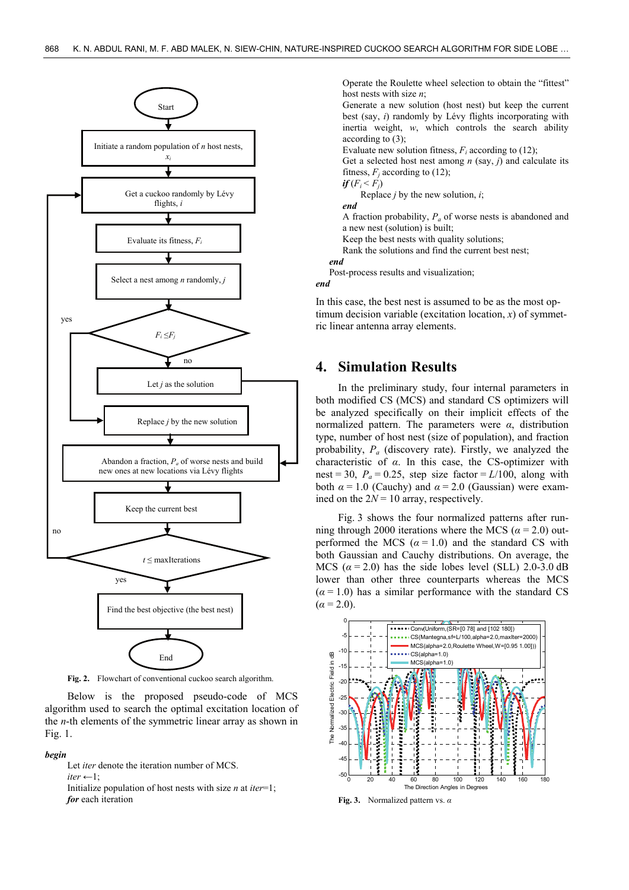Fig. 2. Flowchart of conventional cuckoo search algorithm.

Below is the proposed pseudo-code of MCS algorithm used to search the optimal excitation location of the $n$-th elements of the symmetric linear array as shown in Fig. 1.

***begin***
Let *iter* denote the iteration number of MCS.
*iter* ←1;
Initialize population of host nests with size $n$ at *iter*=1;
***for*** each iteration
Operate the Roulette wheel selection to obtain the "fittest" host nests with size $n$;
Generate a new solution (host nest) but keep the current best (say, $i$) randomly by Lévy flights incorporating with inertia weight, $w$, which controls the search ability according to (3);
Evaluate new solution fitness, $F_i$ according to (12);
Get a selected host nest among $n$ (say, $j$) and calculate its fitness, $F_j$ according to (12);
***if*** ($F_i < F_j$)
Replace $j$ by the new solution, $i$;
***end***
A fraction probability, $P_a$ of worse nests is abandoned and a new nest (solution) is built;
Keep the best nests with quality solutions;
Rank the solutions and find the current best nest;
***end***
Post-process results and visualization;
***end***

In this case, the best nest is assumed to be as the most optimum decision variable (excitation location, $x$) of symmetric linear antenna array elements.

## 4. Simulation Results

In the preliminary study, four internal parameters in both modified CS (MCS) and standard CS optimizers will be analyzed specifically on their implicit effects of the normalized pattern. The parameters were $\alpha$, distribution type, number of host nest (size of population), and fraction probability, $P_a$ (discovery rate). Firstly, we analyzed the characteristic of $\alpha$. In this case, the CS-optimizer with nest = 30, $P_a$ = 0.25, step size factor = $L$/100, along with both $\alpha$ = 1.0 (Cauchy) and $\alpha$ = 2.0 (Gaussian) were examined on the $2N$ = 10 array, respectively.

Fig. 3 shows the four normalized patterns after running through 2000 iterations where the MCS ($\alpha$ = 2.0) outperformed the MCS ($\alpha$ = 1.0) and the standard CS with both Gaussian and Cauchy distributions. On average, the MCS ($\alpha$ = 2.0) has the side lobes level (SLL) 2.0-3.0 dB lower than other three counterparts whereas the MCS ($\alpha$ = 1.0) has a similar performance with the standard CS ($\alpha$ = 2.0).

Fig. 3. Normalized pattern vs. $\alpha$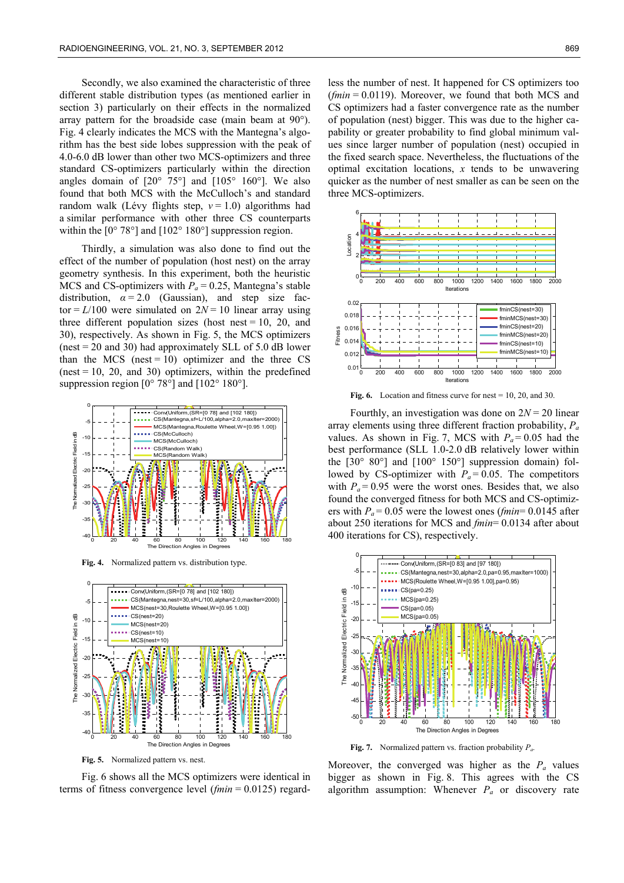Secondly, we also examined the characteristic of three different stable distribution types (as mentioned earlier in section 3) particularly on their effects in the normalized array pattern for the broadside case (main beam at 90°). Fig. 4 clearly indicates the MCS with the Mantegna's algorithm has the best side lobes suppression with the peak of 4.0-6.0 dB lower than other two MCS-optimizers and three standard CS-optimizers particularly within the direction angles domain of [20° 75°] and [105° 160°]. We also found that both MCS with the McCulloch's and standard random walk (Lévy flights step, $v = 1.0$) algorithms had a similar performance with other three CS counterparts within the [0° 78°] and [102° 180°] suppression region.

Thirdly, a simulation was also done to find out the effect of the number of population (host nest) on the array geometry synthesis. In this experiment, both the heuristic MCS and CS-optimizers with $P_a = 0.25$, Mantegna's stable distribution, $\alpha = 2.0$ (Gaussian), and step size factor $= L/100$ were simulated on $2N = 10$ linear array using three different population sizes (host nest = 10, 20, and 30), respectively. As shown in Fig. 5, the MCS optimizers (nest = 20 and 30) had approximately SLL of 5.0 dB lower than the MCS (nest = 10) optimizer and the three CS (nest = 10, 20, and 30) optimizers, within the predefined suppression region [0° 78°] and [102° 180°].

**Fig. 4.** Normalized pattern vs. distribution type.

**Fig. 5.** Normalized pattern vs. nest.

Fig. 6 shows all the MCS optimizers were identical in terms of fitness convergence level ($fmin = 0.0125$) regardless the number of nest. It happened for CS optimizers too ($fmin = 0.0119$). Moreover, we found that both MCS and CS optimizers had a faster convergence rate as the number of population (nest) bigger. This was due to the higher capability or greater probability to find global minimum values since larger number of population (nest) occupied in the fixed search space. Nevertheless, the fluctuations of the optimal excitation locations, $x$ tends to be unwavering quicker as the number of nest smaller as can be seen on the three MCS-optimizers.

**Fig. 6.** Location and fitness curve for nest = 10, 20, and 30.

Fourthly, an investigation was done on $2N = 20$ linear array elements using three different fraction probability, $P_a$ values. As shown in Fig. 7, MCS with $P_a = 0.05$ had the best performance (SLL 1.0-2.0 dB relatively lower within the [30° 80°] and [100° 150°] suppression domain) followed by CS-optimizer with $P_a = 0.05$. The competitors with $P_a = 0.95$ were the worst ones. Besides that, we also found the converged fitness for both MCS and CS-optimizers with $P_a = 0.05$ were the lowest ones ($fmin = 0.0145$ after about 250 iterations for MCS and $fmin = 0.0134$ after about 400 iterations for CS), respectively.

**Fig. 7.** Normalized pattern vs. fraction probability $P_a$.

Moreover, the converged was higher as the $P_a$ values bigger as shown in Fig. 8. This agrees with the CS algorithm assumption: Whenever $P_a$ or discovery rate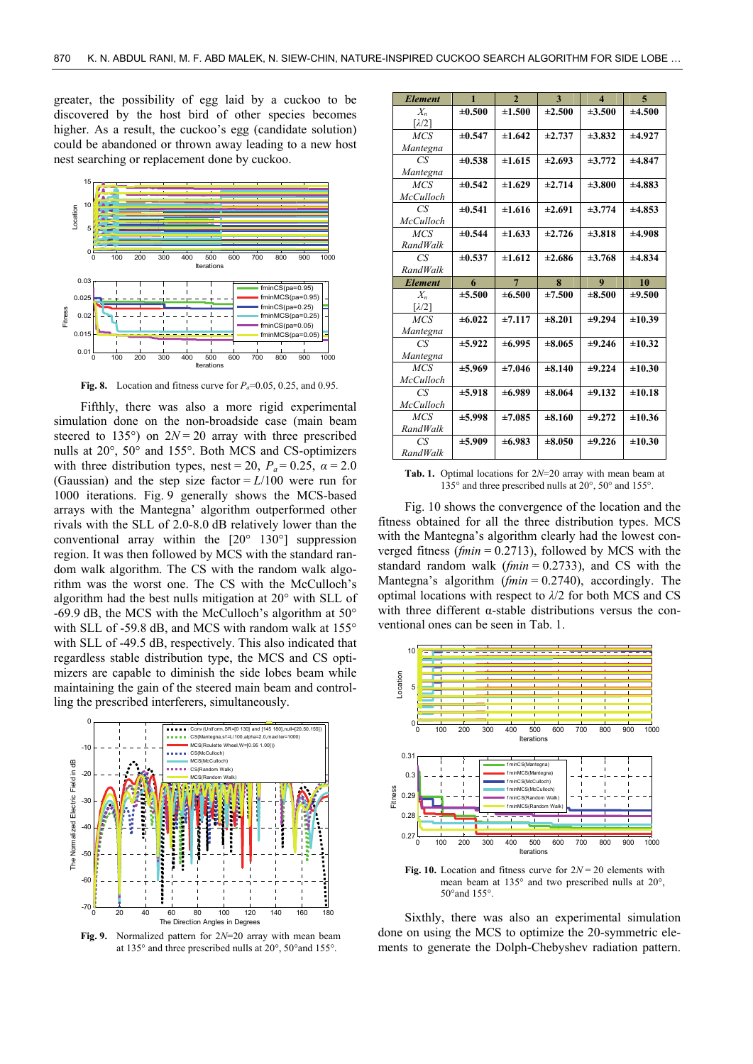greater, the possibility of egg laid by a cuckoo to be discovered by the host bird of other species becomes higher. As a result, the cuckoo's egg (candidate solution) could be abandoned or thrown away leading to a new host nest searching or replacement done by cuckoo.

**Fig. 8.** Location and fitness curve for $P_a$=0.05, 0.25, and 0.95.

Fifthly, there was also a more rigid experimental simulation done on the non-broadside case (main beam steered to 135°) on $2N = 20$ array with three prescribed nulls at 20°, 50° and 155°. Both MCS and CS-optimizers with three distribution types, nest = 20, $P_a = 0.25$, $\alpha = 2.0$ (Gaussian) and the step size factor = $L$/100 were run for 1000 iterations. Fig. 9 generally shows the MCS-based arrays with the Mantegna' algorithm outperformed other rivals with the SLL of 2.0-8.0 dB relatively lower than the conventional array within the [20° 130°] suppression region. It was then followed by MCS with the standard random walk algorithm. The CS with the random walk algorithm was the worst one. The CS with the McCulloch's algorithm had the best nulls mitigation at 20° with SLL of -69.9 dB, the MCS with the McCulloch's algorithm at 50° with SLL of -59.8 dB, and MCS with random walk at 155° with SLL of -49.5 dB, respectively. This also indicated that regardless stable distribution type, the MCS and CS optimizers are capable to diminish the side lobes beam while maintaining the gain of the steered main beam and controlling the prescribed interferers, simultaneously.

**Fig. 9.** Normalized pattern for $2N$=20 array with mean beam at 135° and three prescribed nulls at 20°, 50°and 155°.

| *Element* | 1 | 2 | 3 | 4 | 5 |
|---|---|---|---|---|---|
| $X_n$ [$\lambda$/2] | ±0.500 | ±1.500 | ±2.500 | ±3.500 | ±4.500 |
| *MCS Mantegna* | ±0.547 | ±1.642 | ±2.737 | ±3.832 | ±4.927 |
| *CS Mantegna* | ±0.538 | ±1.615 | ±2.693 | ±3.772 | ±4.847 |
| *MCS McCulloch* | ±0.542 | ±1.629 | ±2.714 | ±3.800 | ±4.883 |
| *CS McCulloch* | ±0.541 | ±1.616 | ±2.691 | ±3.774 | ±4.853 |
| *MCS RandWalk* | ±0.544 | ±1.633 | ±2.726 | ±3.818 | ±4.908 |
| *CS RandWalk* | ±0.537 | ±1.612 | ±2.686 | ±3.768 | ±4.834 |
| ***Element*** | **6** | **7** | **8** | **9** | **10** |
| $X_n$ [$\lambda$/2] | ±5.500 | ±6.500 | ±7.500 | ±8.500 | ±9.500 |
| *MCS Mantegna* | ±6.022 | ±7.117 | ±8.201 | ±9.294 | ±10.39 |
| *CS Mantegna* | ±5.922 | ±6.995 | ±8.065 | ±9.246 | ±10.32 |
| *MCS McCulloch* | ±5.969 | ±7.046 | ±8.140 | ±9.224 | ±10.30 |
| *CS McCulloch* | ±5.918 | ±6.989 | ±8.064 | ±9.132 | ±10.18 |
| *MCS RandWalk* | ±5.998 | ±7.085 | ±8.160 | ±9.272 | ±10.36 |
| *CS RandWalk* | ±5.909 | ±6.983 | ±8.050 | ±9.226 | ±10.30 |

**Tab. 1.** Optimal locations for $2N$=20 array with mean beam at 135° and three prescribed nulls at 20°, 50° and 155°.

Fig. 10 shows the convergence of the location and the fitness obtained for all the three distribution types. MCS with the Mantegna's algorithm clearly had the lowest converged fitness (*fmin* = 0.2713), followed by MCS with the standard random walk (*fmin* = 0.2733), and CS with the Mantegna's algorithm (*fmin* = 0.2740), accordingly. The optimal locations with respect to $\lambda$/2 for both MCS and CS with three different α-stable distributions versus the conventional ones can be seen in Tab. 1.

**Fig. 10.** Location and fitness curve for $2N$ = 20 elements with mean beam at 135° and two prescribed nulls at 20°, 50°and 155°.

Sixthly, there was also an experimental simulation done on using the MCS to optimize the 20-symmetric elements to generate the Dolph-Chebyshev radiation pattern.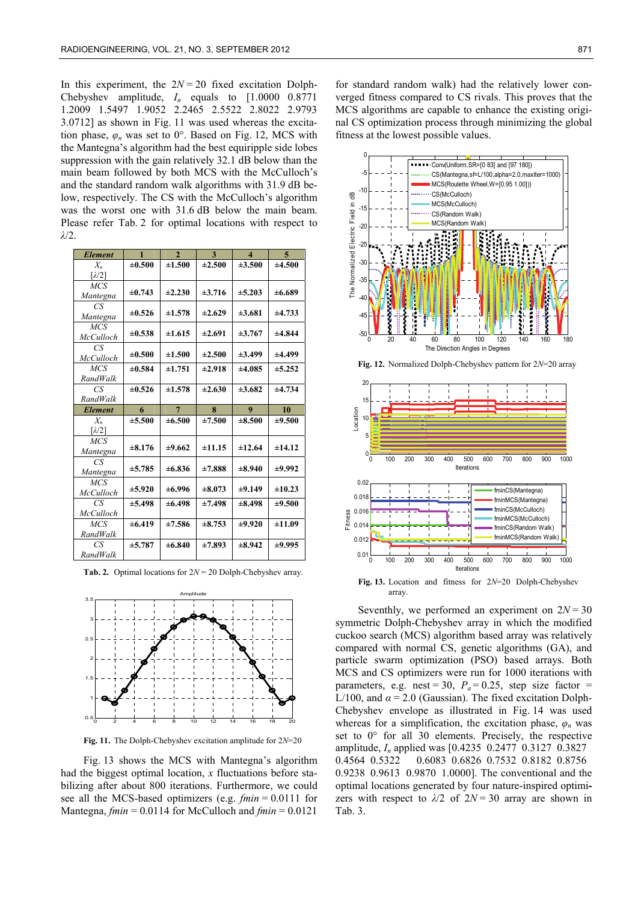In this experiment, the $2N = 20$ fixed excitation Dolph-Chebyshev amplitude, $I_n$ equals to [1.0000 0.8771 1.2009 1.5497 1.9052 2.2465 2.5522 2.8022 2.9793 3.0712] as shown in Fig. 11 was used whereas the excitation phase, $\varphi_n$ was set to 0°. Based on Fig. 12, MCS with the Mantegna's algorithm had the best equiripple side lobes suppression with the gain relatively 32.1 dB below than the main beam followed by both MCS with the McCulloch's and the standard random walk algorithms with 31.9 dB below, respectively. The CS with the McCulloch's algorithm was the worst one with 31.6 dB below the main beam. Please refer Tab. 2 for optimal locations with respect to $\lambda/2$.

| *Element* | 1 | 2 | 3 | 4 | 5 |
|---|---|---|---|---|---|
| $X_n$ [$\lambda/2$] | ±0.500 | ±1.500 | ±2.500 | ±3.500 | ±4.500 |
| *MCS Mantegna* | ±0.743 | ±2.230 | ±3.716 | ±5.203 | ±6.689 |
| *CS Mantegna* | ±0.526 | ±1.578 | ±2.629 | ±3.681 | ±4.733 |
| *MCS McCulloch* | ±0.538 | ±1.615 | ±2.691 | ±3.767 | ±4.844 |
| *CS McCulloch* | ±0.500 | ±1.500 | ±2.500 | ±3.499 | ±4.499 |
| *MCS RandWalk* | ±0.584 | ±1.751 | ±2.918 | ±4.085 | ±5.252 |
| *CS RandWalk* | ±0.526 | ±1.578 | ±2.630 | ±3.682 | ±4.734 |
| ***Element*** | **6** | **7** | **8** | **9** | **10** |
| $X_n$ [$\lambda/2$] | ±5.500 | ±6.500 | ±7.500 | ±8.500 | ±9.500 |
| *MCS Mantegna* | ±8.176 | ±9.662 | ±11.15 | ±12.64 | ±14.12 |
| *CS Mantegna* | ±5.785 | ±6.836 | ±7.888 | ±8.940 | ±9.992 |
| *MCS McCulloch* | ±5.920 | ±6.996 | ±8.073 | ±9.149 | ±10.23 |
| *CS McCulloch* | ±5.498 | ±6.498 | ±7.498 | ±8.498 | ±9.500 |
| *MCS RandWalk* | ±6.419 | ±7.586 | ±8.753 | ±9.920 | ±11.09 |
| *CS RandWalk* | ±5.787 | ±6.840 | ±7.893 | ±8.942 | ±9.995 |

**Tab. 2.** Optimal locations for $2N = 20$ Dolph-Chebyshev array.

**Fig. 11.** The Dolph-Chebyshev excitation amplitude for $2N$=20

Fig. 13 shows the MCS with Mantegna's algorithm had the biggest optimal location, $x$ fluctuations before stabilizing after about 800 iterations. Furthermore, we could see all the MCS-based optimizers (e.g. $fmin = 0.0111$ for Mantegna, $fmin = 0.0114$ for McCulloch and $fmin = 0.0121$ for standard random walk) had the relatively lower converged fitness compared to CS rivals. This proves that the MCS algorithms are capable to enhance the existing original CS optimization process through minimizing the global fitness at the lowest possible values.

**Fig. 12.** Normalized Dolph-Chebyshev pattern for $2N$=20 array

**Fig. 13.** Location and fitness for $2N$=20 Dolph-Chebyshev array.

Seventhly, we performed an experiment on $2N = 30$ symmetric Dolph-Chebyshev array in which the modified cuckoo search (MCS) algorithm based array was relatively compared with normal CS, genetic algorithms (GA), and particle swarm optimization (PSO) based arrays. Both MCS and CS optimizers were run for 1000 iterations with parameters, e.g. nest = 30, $P_a = 0.25$, step size factor = L/100, and $\alpha = 2.0$ (Gaussian). The fixed excitation Dolph-Chebyshev envelope as illustrated in Fig. 14 was used whereas for a simplification, the excitation phase, $\varphi_n$ was set to 0° for all 30 elements. Precisely, the respective amplitude, $I_n$ applied was [0.4235 0.2477 0.3127 0.3827 0.4564 0.5322 0.6083 0.6826 0.7532 0.8182 0.8756 0.9238 0.9613 0.9870 1.0000]. The conventional and the optimal locations generated by four nature-inspired optimizers with respect to $\lambda/2$ of $2N = 30$ array are shown in Tab. 3.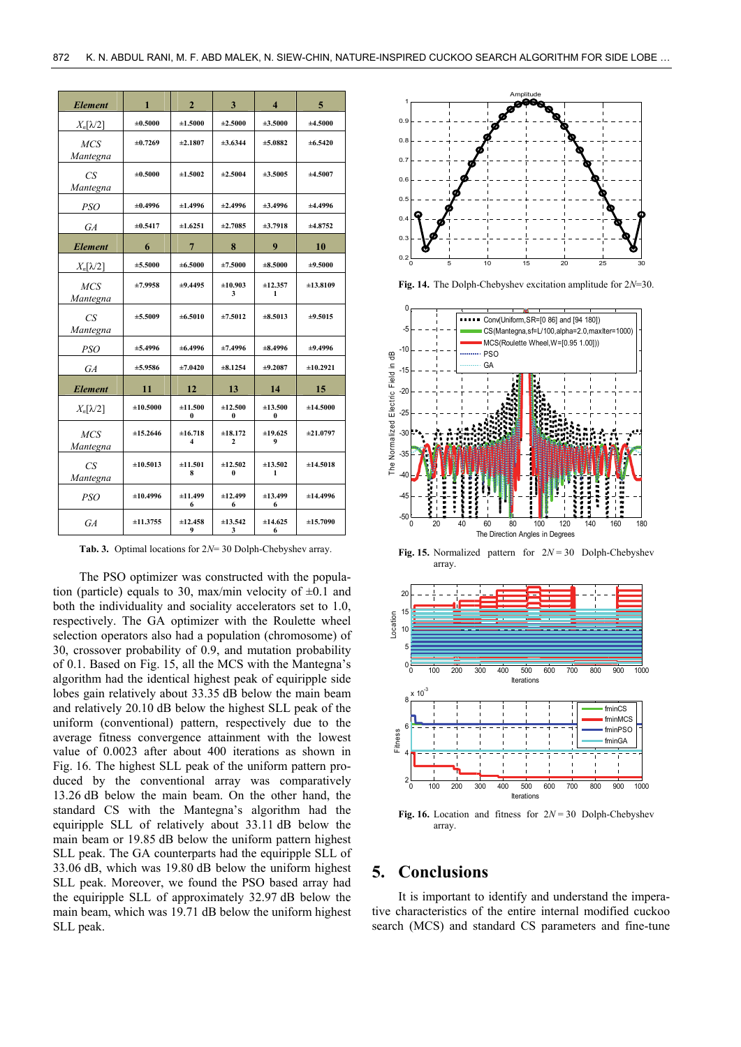| Element | 1 | 2 | 3 | 4 | 5 |
|---|---|---|---|---|---|
| $X_n[\lambda/2]$ | ±0.5000 | ±1.5000 | ±2.5000 | ±3.5000 | ±4.5000 |
| *MCS Mantegna* | ±0.7269 | ±2.1807 | ±3.6344 | ±5.0882 | ±6.5420 |
| *CS Mantegna* | ±0.5000 | ±1.5002 | ±2.5004 | ±3.5005 | ±4.5007 |
| *PSO* | ±0.4996 | ±1.4996 | ±2.4996 | ±3.4996 | ±4.4996 |
| *GA* | ±0.5417 | ±1.6251 | ±2.7085 | ±3.7918 | ±4.8752 |
| **Element** | **6** | **7** | **8** | **9** | **10** |
| $X_n[\lambda/2]$ | ±5.5000 | ±6.5000 | ±7.5000 | ±8.5000 | ±9.5000 |
| *MCS Mantegna* | ±7.9958 | ±9.4495 | ±10.9033 | ±12.3571 | ±13.8109 |
| *CS Mantegna* | ±5.5009 | ±6.5010 | ±7.5012 | ±8.5013 | ±9.5015 |
| *PSO* | ±5.4996 | ±6.4996 | ±7.4996 | ±8.4996 | ±9.4996 |
| *GA* | ±5.9586 | ±7.0420 | ±8.1254 | ±9.2087 | ±10.2921 |
| **Element** | **11** | **12** | **13** | **14** | **15** |
| $X_n[\lambda/2]$ | ±10.5000 | ±11.5000 | ±12.5000 | ±13.5000 | ±14.5000 |
| *MCS Mantegna* | ±15.2646 | ±16.7184 | ±18.1722 | ±19.6259 | ±21.0797 |
| *CS Mantegna* | ±10.5013 | ±11.5018 | ±12.5020 | ±13.5021 | ±14.5018 |
| *PSO* | ±10.4996 | ±11.4996 | ±12.4996 | ±13.4996 | ±14.4996 |
| *GA* | ±11.3755 | ±12.4589 | ±13.5423 | ±14.6256 | ±15.7090 |

**Tab. 3.** Optimal locations for $2N$= 30 Dolph-Chebyshev array.

The PSO optimizer was constructed with the population (particle) equals to 30, max/min velocity of ±0.1 and both the individuality and sociality accelerators set to 1.0, respectively. The GA optimizer with the Roulette wheel selection operators also had a population (chromosome) of 30, crossover probability of 0.9, and mutation probability of 0.1. Based on Fig. 15, all the MCS with the Mantegna's algorithm had the identical highest peak of equiripple side lobes gain relatively about 33.35 dB below the main beam and relatively 20.10 dB below the highest SLL peak of the uniform (conventional) pattern, respectively due to the average fitness convergence attainment with the lowest value of 0.0023 after about 400 iterations as shown in Fig. 16. The highest SLL peak of the uniform pattern produced by the conventional array was comparatively 13.26 dB below the main beam. On the other hand, the standard CS with the Mantegna's algorithm had the equiripple SLL of relatively about 33.11 dB below the main beam or 19.85 dB below the uniform pattern highest SLL peak. The GA counterparts had the equiripple SLL of 33.06 dB, which was 19.80 dB below the uniform highest SLL peak. Moreover, we found the PSO based array had the equiripple SLL of approximately 32.97 dB below the main beam, which was 19.71 dB below the uniform highest SLL peak.

**Fig. 14.** The Dolph-Chebyshev excitation amplitude for $2N$=30.

**Fig. 15.** Normalized pattern for $2N$ = 30 Dolph-Chebyshev array.

**Fig. 16.** Location and fitness for $2N$ = 30 Dolph-Chebyshev array.

## 5. Conclusions

It is important to identify and understand the imperative characteristics of the entire internal modified cuckoo search (MCS) and standard CS parameters and fine-tune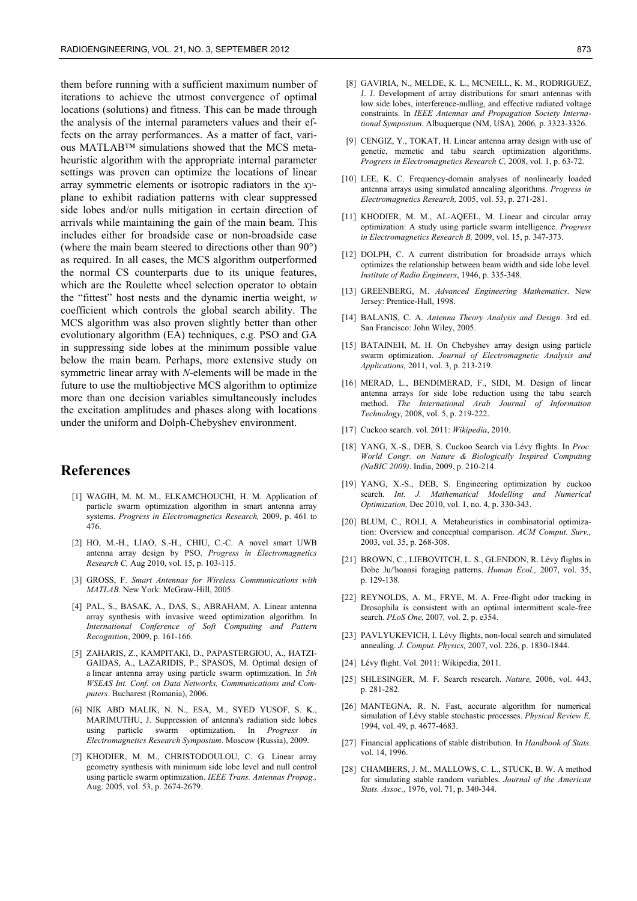them before running with a sufficient maximum number of iterations to achieve the utmost convergence of optimal locations (solutions) and fitness. This can be made through the analysis of the internal parameters values and their effects on the array performances. As a matter of fact, various MATLAB™ simulations showed that the MCS metaheuristic algorithm with the appropriate internal parameter settings was proven can optimize the locations of linear array symmetric elements or isotropic radiators in the *xy*-plane to exhibit radiation patterns with clear suppressed side lobes and/or nulls mitigation in certain direction of arrivals while maintaining the gain of the main beam. This includes either for broadside case or non-broadside case (where the main beam steered to directions other than 90°) as required. In all cases, the MCS algorithm outperformed the normal CS counterparts due to its unique features, which are the Roulette wheel selection operator to obtain the "fittest" host nests and the dynamic inertia weight, $w$ coefficient which controls the global search ability. The MCS algorithm was also proven slightly better than other evolutionary algorithm (EA) techniques, e.g. PSO and GA in suppressing side lobes at the minimum possible value below the main beam. Perhaps, more extensive study on symmetric linear array with $N$-elements will be made in the future to use the multiobjective MCS algorithm to optimize more than one decision variables simultaneously includes the excitation amplitudes and phases along with locations under the uniform and Dolph-Chebyshev environment.

# References

[1] WAGIH, M. M. M., ELKAMCHOUCHI, H. M. Application of particle swarm optimization algorithm in smart antenna array systems. *Progress in Electromagnetics Research,* 2009, p. 461 to 476.

[2] HO, M.-H., LIAO, S.-H., CHIU, C.-C. A novel smart UWB antenna array design by PSO. *Progress in Electromagnetics Research C,* Aug 2010, vol. 15, p. 103-115.

[3] GROSS, F. *Smart Antennas for Wireless Communications with MATLAB*. New York: McGraw-Hill, 2005.

[4] PAL, S., BASAK, A., DAS, S., ABRAHAM, A. Linear antenna array synthesis with invasive weed optimization algorithm. In *International Conference of Soft Computing and Pattern Recognition*, 2009, p. 161-166.

[5] ZAHARIS, Z., KAMPITAKI, D., PAPASTERGIOU, A., HATZIGAIDAS, A., LAZARIDIS, P., SPASOS, M. Optimal design of a linear antenna array using particle swarm optimization. In *5th WSEAS Int. Conf. on Data Networks, Communications and Computers*. Bucharest (Romania), 2006.

[6] NIK ABD MALIK, N. N., ESA, M., SYED YUSOF, S. K., MARIMUTHU, J. Suppression of antenna's radiation side lobes using particle swarm optimization. In *Progress in Electromagnetics Research Symposium*. Moscow (Russia), 2009.

[7] KHODIER, M. M., CHRISTODOULOU, C. G. Linear array geometry synthesis with minimum side lobe level and null control using particle swarm optimization. *IEEE Trans. Antennas Propag.,* Aug. 2005, vol. 53, p. 2674-2679.

[8] GAVIRIA, N., MELDE, K. L., MCNEILL, K. M., RODRIGUEZ, J. J. Development of array distributions for smart antennas with low side lobes, interference-nulling, and effective radiated voltage constraints. In *IEEE Antennas and Propagation Society International Symposium.* Albuquerque (NM, USA)*,* 2006*,* p. 3323-3326.

[9] CENGIZ, Y., TOKAT, H. Linear antenna array design with use of genetic, memetic and tabu search optimization algorithms. *Progress in Electromagnetics Research C,* 2008, vol. 1, p. 63-72.

[10] LEE, K. C. Frequency-domain analyses of nonlinearly loaded antenna arrays using simulated annealing algorithms. *Progress in Electromagnetics Research,* 2005, vol. 53, p. 271-281.

[11] KHODIER, M. M., AL-AQEEL, M. Linear and circular array optimization: A study using particle swarm intelligence. *Progress in Electromagnetics Research B,* 2009, vol. 15, p. 347-373.

[12] DOLPH, C. A current distribution for broadside arrays which optimizes the relationship between beam width and side lobe level. *Institute of Radio Engineers*, 1946, p. 335-348.

[13] GREENBERG, M. *Advanced Engineering Mathematics*. New Jersey: Prentice-Hall, 1998.

[14] BALANIS, C. A. *Antenna Theory Analysis and Design*. 3rd ed. San Francisco: John Wiley, 2005.

[15] BATAINEH, M. H. On Chebyshev array design using particle swarm optimization. *Journal of Electromagnetic Analysis and Applications,* 2011, vol. 3, p. 213-219.

[16] MERAD, L., BENDIMERAD, F., SIDI, M. Design of linear antenna arrays for side lobe reduction using the tabu search method. *The International Arab Journal of Information Technology,* 2008, vol. 5, p. 219-222.

[17] Cuckoo search. vol. 2011: *Wikipedia*, 2010.

[18] YANG, X.-S., DEB, S. Cuckoo Search via Lévy flights. In *Proc. World Congr. on Nature & Biologically Inspired Computing (NaBIC 2009)*. India, 2009, p. 210-214.

[19] YANG, X.-S., DEB, S. Engineering optimization by cuckoo search. *Int. J. Mathematical Modelling and Numerical Optimization,* Dec 2010, vol. 1, no. 4, p. 330-343.

[20] BLUM, C., ROLI, A. Metaheuristics in combinatorial optimization: Overview and conceptual comparison. *ACM Comput. Surv.,* 2003, vol. 35, p. 268-308.

[21] BROWN, C., LIEBOVITCH, L. S., GLENDON, R. Lévy flights in Dobe Ju/'hoansi foraging patterns. *Human Ecol.,* 2007, vol. 35, p. 129-138.

[22] REYNOLDS, A. M., FRYE, M. A. Free-flight odor tracking in Drosophila is consistent with an optimal intermittent scale-free search. *PLoS One,* 2007*,* vol. 2, p. e354.

[23] PAVLYUKEVICH, I. Lévy flights, non-local search and simulated annealing. *J. Comput. Physics,* 2007, vol. 226, p. 1830-1844.

[24] Lévy flight. Vol. 2011: Wikipedia, 2011.

[25] SHLESINGER, M. F. Search research. *Nature,* 2006, vol. 443, p. 281-282.

[26] MANTEGNA, R. N. Fast, accurate algorithm for numerical simulation of Lévy stable stochastic processes. *Physical Review E,* 1994, vol. 49, p. 4677-4683.

[27] Financial applications of stable distribution. In *Handbook of Stats*. vol. 14, 1996.

[28] CHAMBERS, J. M., MALLOWS, C. L., STUCK, B. W. A method for simulating stable random variables. *Journal of the American Stats. Assoc.,* 1976, vol. 71, p. 340-344.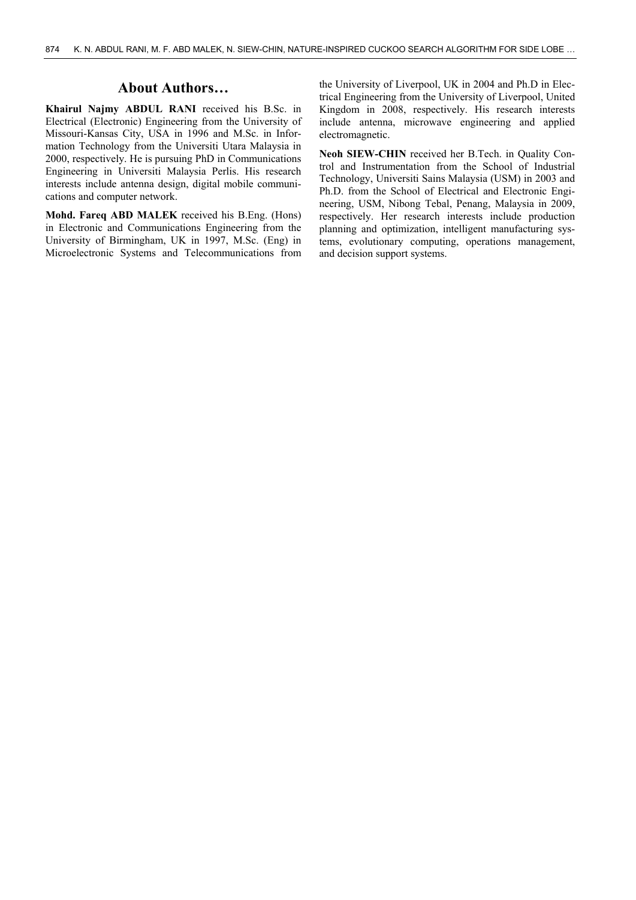## About Authors…

**Khairul Najmy ABDUL RANI** received his B.Sc. in Electrical (Electronic) Engineering from the University of Missouri-Kansas City, USA in 1996 and M.Sc. in Information Technology from the Universiti Utara Malaysia in 2000, respectively. He is pursuing PhD in Communications Engineering in Universiti Malaysia Perlis. His research interests include antenna design, digital mobile communications and computer network.

**Mohd. Fareq ABD MALEK** received his B.Eng. (Hons) in Electronic and Communications Engineering from the University of Birmingham, UK in 1997, M.Sc. (Eng) in Microelectronic Systems and Telecommunications from the University of Liverpool, UK in 2004 and Ph.D in Electrical Engineering from the University of Liverpool, United Kingdom in 2008, respectively. His research interests include antenna, microwave engineering and applied electromagnetic.

**Neoh SIEW-CHIN** received her B.Tech. in Quality Control and Instrumentation from the School of Industrial Technology, Universiti Sains Malaysia (USM) in 2003 and Ph.D. from the School of Electrical and Electronic Engineering, USM, Nibong Tebal, Penang, Malaysia in 2009, respectively. Her research interests include production planning and optimization, intelligent manufacturing systems, evolutionary computing, operations management, and decision support systems.